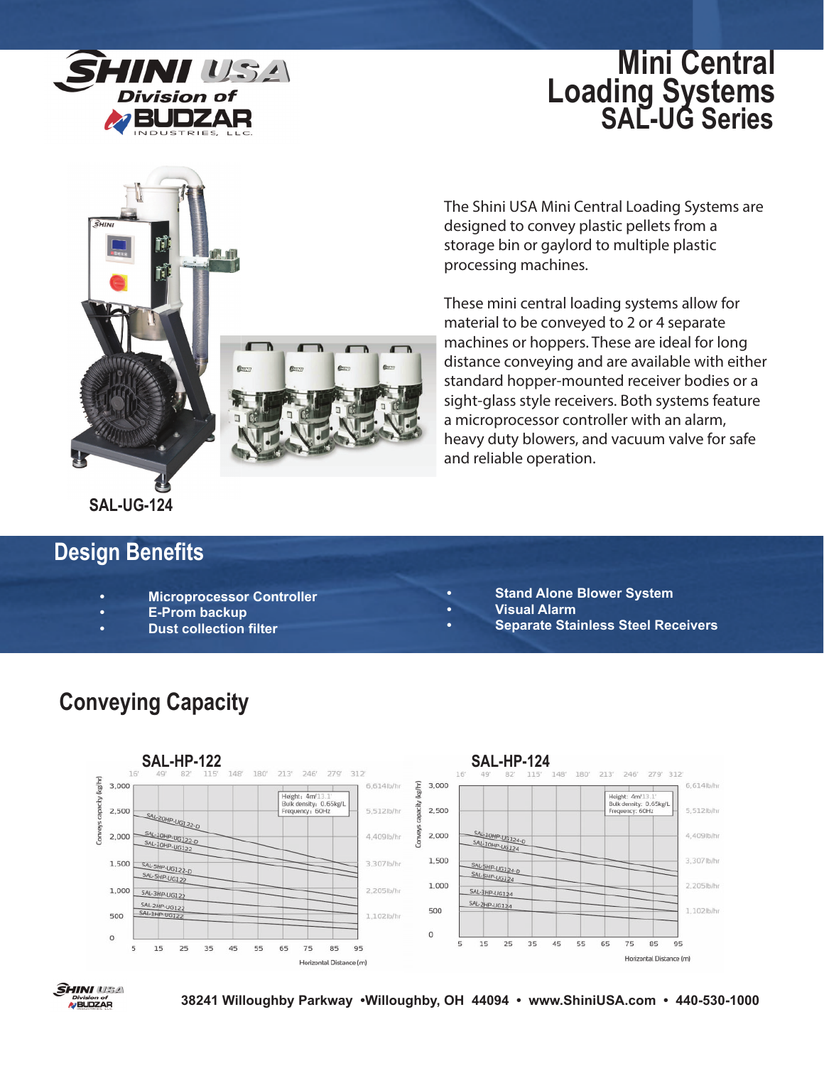SHINI USA
Division of
BUDZAR
INDUSTRIES, LLC.

# Mini Central Loading Systems SAL-UG Series

The Shini USA Mini Central Loading Systems are designed to convey plastic pellets from a storage bin or gaylord to multiple plastic processing machines.

These mini central loading systems allow for material to be conveyed to 2 or 4 separate machines or hoppers. These are ideal for long distance conveying and are available with either standard hopper-mounted receiver bodies or a sight-glass style receivers. Both systems feature a microprocessor controller with an alarm, heavy duty blowers, and vacuum valve for safe and reliable operation.

SAL-UG-124

## Design Benefits

- **Microprocessor Controller**
- **E-Prom backup**
- **Dust collection filter**
- **Stand Alone Blower System**
- **Visual Alarm**
- **Separate Stainless Steel Receivers**

## Conveying Capacity

### SAL-HP-122

Height: 4m/13.1'
Bulk density: 0.65kg/L
Frequency: 60Hz

Conveys capacity (kg/hr): 0, 500, 1,000, 1,500, 2,000, 2,500, 3,000
lb/hr: 1,102lb/hr, 2,205lb/hr, 3,307lb/hr, 4,409lb/hr, 5,512lb/hr, 6,614lb/hr

Horizontal Distance (m): 5, 15, 25, 35, 45, 55, 65, 75, 85, 95
Feet: 16', 49', 82', 115', 148', 180', 213', 246', 279', 312'

Curves: SAL-20HP-UG122-D, SAL-10HP-UG122-D, SAL-10HP-UG122, SAL-5HP-UG122-D, SAL-5HP-UG122, SAL-3HP-UG122, SAL-2HP-UG122, SAL-1HP-UG122

### SAL-HP-124

Height: 4m/13.1'
Bulk density: 0.65kg/L
Frequency: 60Hz

Conveys capacity (kg/hr): 0, 500, 1,000, 1,500, 2,000, 2,500, 3,000
lb/hr: 1,102lb/hr, 2,205lb/hr, 3,307lb/hr, 4,409lb/hr, 5,512lb/hr, 6,614lb/hr

Horizontal Distance (m): 5, 15, 25, 35, 45, 55, 65, 75, 85, 95
Feet: 16', 49', 82', 115', 148', 180', 213', 246', 279', 312'

Curves: SAL-10HP-UG124-D, SAL-10HP-UG124, SAL-5HP-UG124-D, SAL-5HP-UG124, SAL-3HP-UG124, SAL-2HP-UG124

38241 Willoughby Parkway •Willoughby, OH 44094 • www.ShiniUSA.com • 440-530-1000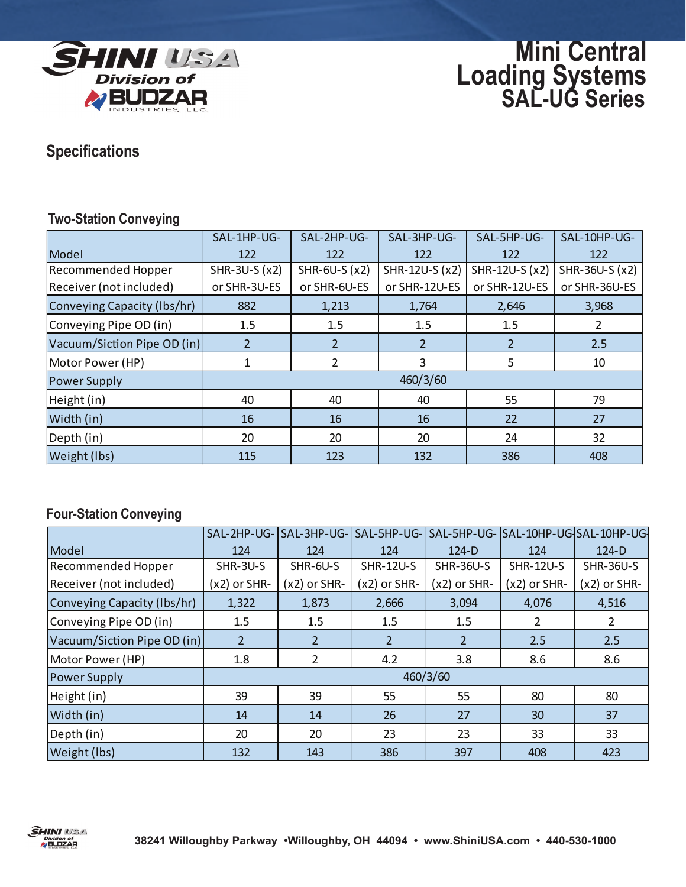# Mini Central Loading Systems SAL-UG Series

## Specifications

### Two-Station Conveying

| Model | SAL-1HP-UG-122 | SAL-2HP-UG-122 | SAL-3HP-UG-122 | SAL-5HP-UG-122 | SAL-10HP-UG-122 |
|---|---|---|---|---|---|
| Recommended Hopper Receiver (not included) | SHR-3U-S (x2) or SHR-3U-ES | SHR-6U-S (x2) or SHR-6U-ES | SHR-12U-S (x2) or SHR-12U-ES | SHR-12U-S (x2) or SHR-12U-ES | SHR-36U-S (x2) or SHR-36U-ES |
| Conveying Capacity (lbs/hr) | 882 | 1,213 | 1,764 | 2,646 | 3,968 |
| Conveying Pipe OD (in) | 1.5 | 1.5 | 1.5 | 1.5 | 2 |
| Vacuum/Siction Pipe OD (in) | 2 | 2 | 2 | 2 | 2.5 |
| Motor Power (HP) | 1 | 2 | 3 | 5 | 10 |
| Power Supply | 460/3/60 | | | | |
| Height (in) | 40 | 40 | 40 | 55 | 79 |
| Width (in) | 16 | 16 | 16 | 22 | 27 |
| Depth (in) | 20 | 20 | 20 | 24 | 32 |
| Weight (lbs) | 115 | 123 | 132 | 386 | 408 |

### Four-Station Conveying

| Model | SAL-2HP-UG-124 | SAL-3HP-UG-124 | SAL-5HP-UG-124 | SAL-5HP-UG-124-D | SAL-10HP-UG-124 | SAL-10HP-UG-124-D |
|---|---|---|---|---|---|---|
| Recommended Hopper Receiver (not included) | SHR-3U-S (x2) or SHR- | SHR-6U-S (x2) or SHR- | SHR-12U-S (x2) or SHR- | SHR-36U-S (x2) or SHR- | SHR-12U-S (x2) or SHR- | SHR-36U-S (x2) or SHR- |
| Conveying Capacity (lbs/hr) | 1,322 | 1,873 | 2,666 | 3,094 | 4,076 | 4,516 |
| Conveying Pipe OD (in) | 1.5 | 1.5 | 1.5 | 1.5 | 2 | 2 |
| Vacuum/Siction Pipe OD (in) | 2 | 2 | 2 | 2 | 2.5 | 2.5 |
| Motor Power (HP) | 1.8 | 2 | 4.2 | 3.8 | 8.6 | 8.6 |
| Power Supply | 460/3/60 | | | | | |
| Height (in) | 39 | 39 | 55 | 55 | 80 | 80 |
| Width (in) | 14 | 14 | 26 | 27 | 30 | 37 |
| Depth (in) | 20 | 20 | 23 | 23 | 33 | 33 |
| Weight (lbs) | 132 | 143 | 386 | 397 | 408 | 423 |

38241 Willoughby Parkway •Willoughby, OH 44094 • www.ShiniUSA.com • 440-530-1000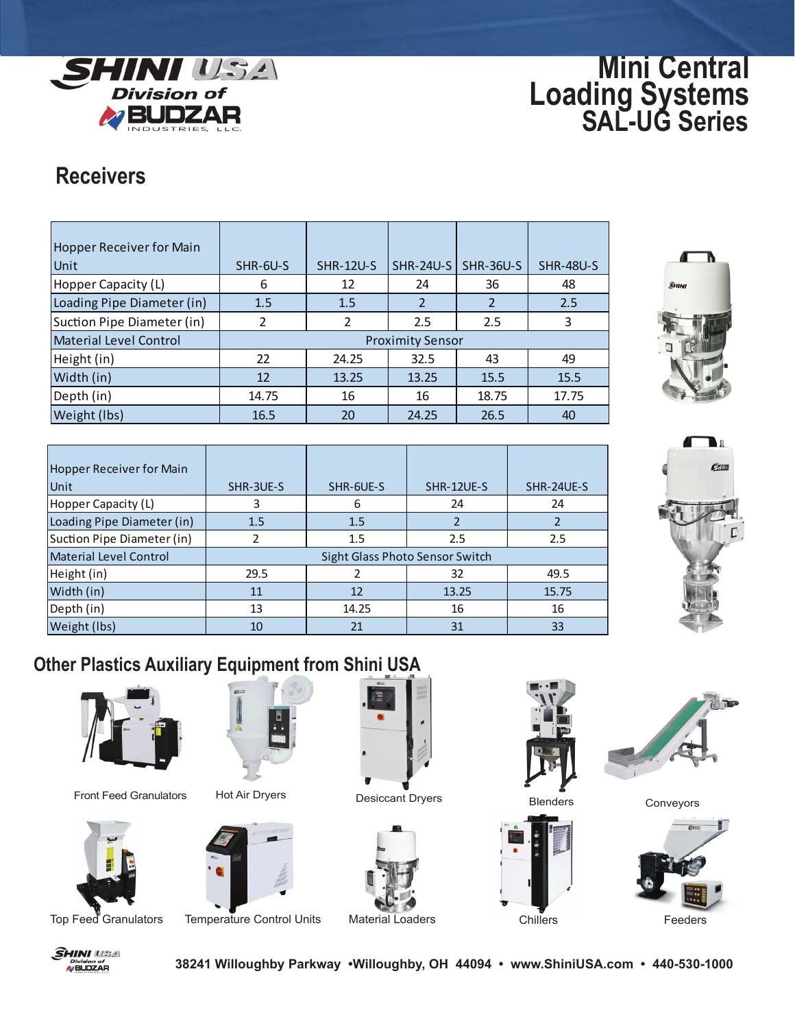# Mini Central Loading Systems SAL-UG Series

SHINI USA Division of BUDZAR INDUSTRIES, LLC.

## Receivers

| Hopper Receiver for Main Unit | SHR-6U-S | SHR-12U-S | SHR-24U-S | SHR-36U-S | SHR-48U-S |
|---|---|---|---|---|---|
| Hopper Capacity (L) | 6 | 12 | 24 | 36 | 48 |
| Loading Pipe Diameter (in) | 1.5 | 1.5 | 2 | 2 | 2.5 |
| Suction Pipe Diameter (in) | 2 | 2 | 2.5 | 2.5 | 3 |
| Material Level Control | Proximity Sensor | | | | |
| Height (in) | 22 | 24.25 | 32.5 | 43 | 49 |
| Width (in) | 12 | 13.25 | 13.25 | 15.5 | 15.5 |
| Depth (in) | 14.75 | 16 | 16 | 18.75 | 17.75 |
| Weight (lbs) | 16.5 | 20 | 24.25 | 26.5 | 40 |

| Hopper Receiver for Main Unit | SHR-3UE-S | SHR-6UE-S | SHR-12UE-S | SHR-24UE-S |
|---|---|---|---|---|
| Hopper Capacity (L) | 3 | 6 | 24 | 24 |
| Loading Pipe Diameter (in) | 1.5 | 1.5 | 2 | 2 |
| Suction Pipe Diameter (in) | 2 | 1.5 | 2.5 | 2.5 |
| Material Level Control | Sight Glass Photo Sensor Switch | | | |
| Height (in) | 29.5 | 2 | 32 | 49.5 |
| Width (in) | 11 | 12 | 13.25 | 15.75 |
| Depth (in) | 13 | 14.25 | 16 | 16 |
| Weight (lbs) | 10 | 21 | 31 | 33 |

## Other Plastics Auxiliary Equipment from Shini USA

Front Feed Granulators

Hot Air Dryers

Desiccant Dryers

Blenders

Conveyors

Top Feed Granulators

Temperature Control Units

Material Loaders

Chillers

Feeders

38241 Willoughby Parkway •Willoughby, OH 44094 • www.ShiniUSA.com • 440-530-1000